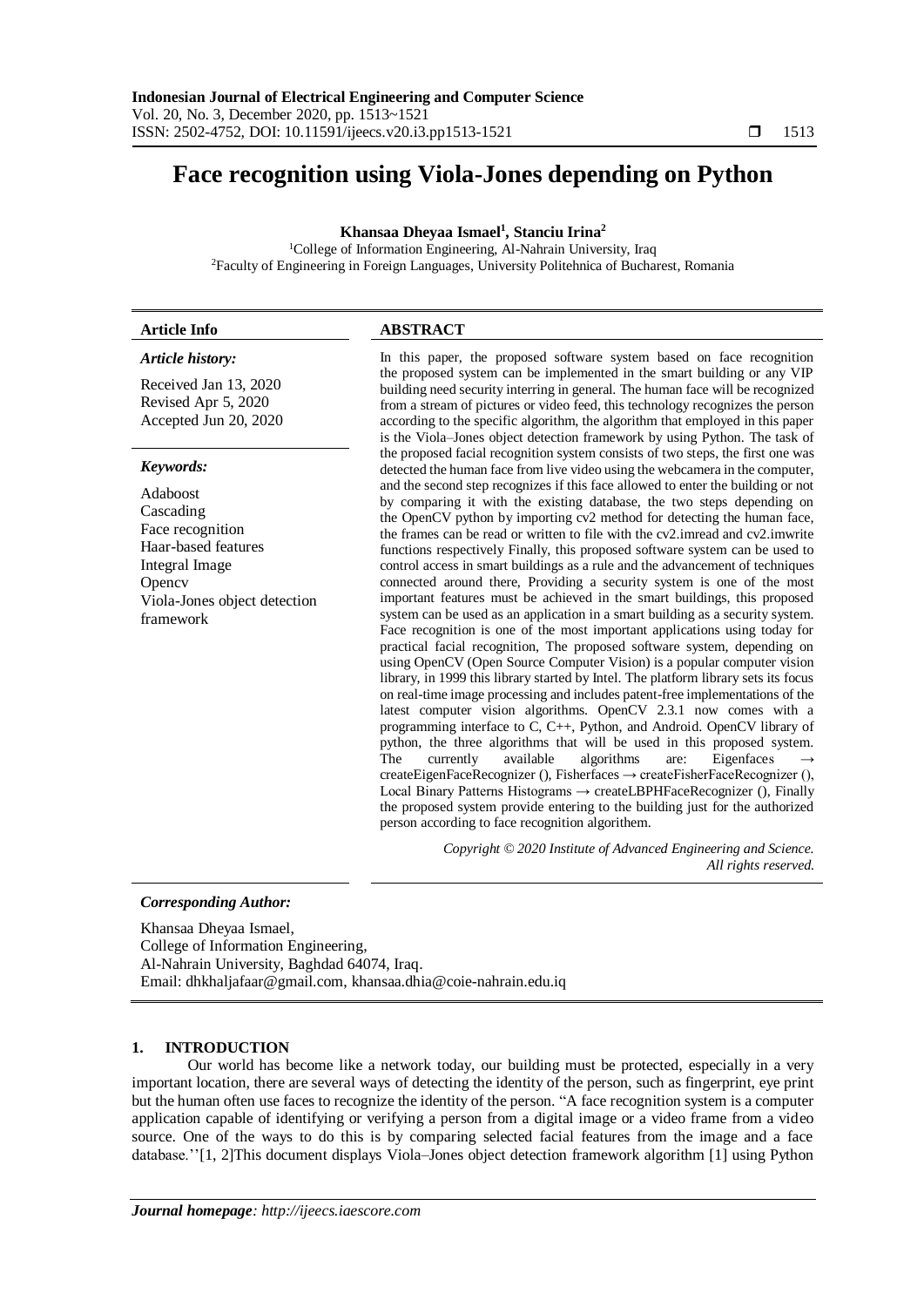# Face recognition using Viola-Jones depending on Python

**Khansaa Dheyaa Ismael[1], Stanciu Irina[2]**

[1]College of Information Engineering, Al-Nahrain University, Iraq
[2]Faculty of Engineering in Foreign Languages, University Politehnica of Bucharest, Romania

| **Article Info** | **ABSTRACT** |
|---|---|

***Article history:***

Received Jan 13, 2020
Revised Apr 5, 2020
Accepted Jun 20, 2020

***Keywords:***

Adaboost
Cascading
Face recognition
Haar-based features
Integral Image
Opencv
Viola-Jones object detection framework

In this paper, the proposed software system based on face recognition the proposed system can be implemented in the smart building or any VIP building need security interring in general. The human face will be recognized from a stream of pictures or video feed, this technology recognizes the person according to the specific algorithm, the algorithm that employed in this paper is the Viola–Jones object detection framework by using Python. The task of the proposed facial recognition system consists of two steps, the first one was detected the human face from live video using the webcamera in the computer, and the second step recognizes if this face allowed to enter the building or not by comparing it with the existing database, the two steps depending on the OpenCV python by importing cv2 method for detecting the human face, the frames can be read or written to file with the cv2.imread and cv2.imwrite functions respectively Finally, this proposed software system can be used to control access in smart buildings as a rule and the advancement of techniques connected around there, Providing a security system is one of the most important features must be achieved in the smart buildings, this proposed system can be used as an application in a smart building as a security system. Face recognition is one of the most important applications using today for practical facial recognition, The proposed software system, depending on using OpenCV (Open Source Computer Vision) is a popular computer vision library, in 1999 this library started by Intel. The platform library sets its focus on real-time image processing and includes patent-free implementations of the latest computer vision algorithms. OpenCV 2.3.1 now comes with a programming interface to C, C++, Python, and Android. OpenCV library of python, the three algorithms that will be used in this proposed system. The currently available algorithms are: Eigenfaces → createEigenFaceRecognizer (), Fisherfaces → createFisherFaceRecognizer (), Local Binary Patterns Histograms → createLBPHFaceRecognizer (), Finally the proposed system provide entering to the building just for the authorized person according to face recognition algorithem.

*Copyright © 2020 Institute of Advanced Engineering and Science. All rights reserved.*

***Corresponding Author:***

Khansaa Dheyaa Ismael,
College of Information Engineering,
Al-Nahrain University, Baghdad 64074, Iraq.
Email: dhkhaljafaar@gmail.com, khansaa.dhia@coie-nahrain.edu.iq

## 1. INTRODUCTION

Our world has become like a network today, our building must be protected, especially in a very important location, there are several ways of detecting the identity of the person, such as fingerprint, eye print but the human often use faces to recognize the identity of the person. "A face recognition system is a computer application capable of identifying or verifying a person from a digital image or a video frame from a video source. One of the ways to do this is by comparing selected facial features from the image and a face database.''[1, 2]This document displays Viola–Jones object detection framework algorithm [1] using Python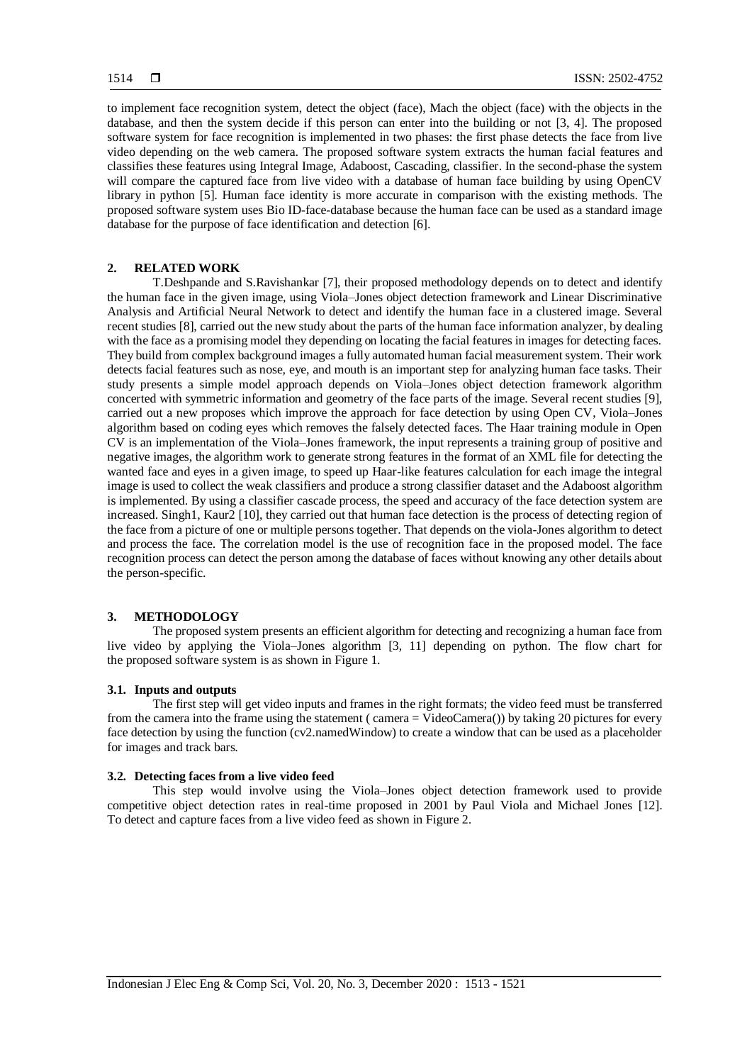to implement face recognition system, detect the object (face), Mach the object (face) with the objects in the database, and then the system decide if this person can enter into the building or not [3, 4]. The proposed software system for face recognition is implemented in two phases: the first phase detects the face from live video depending on the web camera. The proposed software system extracts the human facial features and classifies these features using Integral Image, Adaboost, Cascading, classifier. In the second-phase the system will compare the captured face from live video with a database of human face building by using OpenCV library in python [5]. Human face identity is more accurate in comparison with the existing methods. The proposed software system uses Bio ID-face-database because the human face can be used as a standard image database for the purpose of face identification and detection [6].

## 2. RELATED WORK

T.Deshpande and S.Ravishankar [7], their proposed methodology depends on to detect and identify the human face in the given image, using Viola–Jones object detection framework and Linear Discriminative Analysis and Artificial Neural Network to detect and identify the human face in a clustered image. Several recent studies [8], carried out the new study about the parts of the human face information analyzer, by dealing with the face as a promising model they depending on locating the facial features in images for detecting faces. They build from complex background images a fully automated human facial measurement system. Their work detects facial features such as nose, eye, and mouth is an important step for analyzing human face tasks. Their study presents a simple model approach depends on Viola–Jones object detection framework algorithm concerted with symmetric information and geometry of the face parts of the image. Several recent studies [9], carried out a new proposes which improve the approach for face detection by using Open CV, Viola–Jones algorithm based on coding eyes which removes the falsely detected faces. The Haar training module in Open CV is an implementation of the Viola–Jones framework, the input represents a training group of positive and negative images, the algorithm work to generate strong features in the format of an XML file for detecting the wanted face and eyes in a given image, to speed up Haar-like features calculation for each image the integral image is used to collect the weak classifiers and produce a strong classifier dataset and the Adaboost algorithm is implemented. By using a classifier cascade process, the speed and accuracy of the face detection system are increased. Singh1, Kaur2 [10], they carried out that human face detection is the process of detecting region of the face from a picture of one or multiple persons together. That depends on the viola-Jones algorithm to detect and process the face. The correlation model is the use of recognition face in the proposed model. The face recognition process can detect the person among the database of faces without knowing any other details about the person-specific.

## 3. METHODOLOGY

The proposed system presents an efficient algorithm for detecting and recognizing a human face from live video by applying the Viola–Jones algorithm [3, 11] depending on python. The flow chart for the proposed software system is as shown in Figure 1.

### 3.1. Inputs and outputs

The first step will get video inputs and frames in the right formats; the video feed must be transferred from the camera into the frame using the statement ( camera = VideoCamera()) by taking 20 pictures for every face detection by using the function (cv2.namedWindow) to create a window that can be used as a placeholder for images and track bars.

### 3.2. Detecting faces from a live video feed

This step would involve using the Viola–Jones object detection framework used to provide competitive object detection rates in real-time proposed in 2001 by Paul Viola and Michael Jones [12]. To detect and capture faces from a live video feed as shown in Figure 2.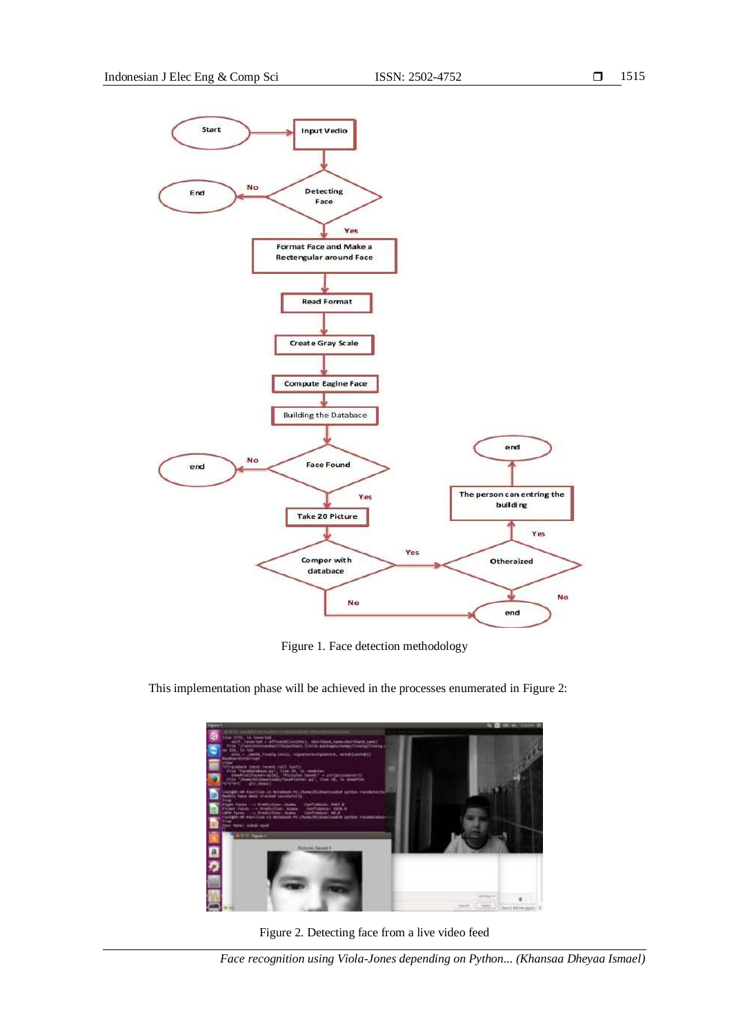Figure 1. Face detection methodology

This implementation phase will be achieved in the processes enumerated in Figure 2:

Figure 2. Detecting face from a live video feed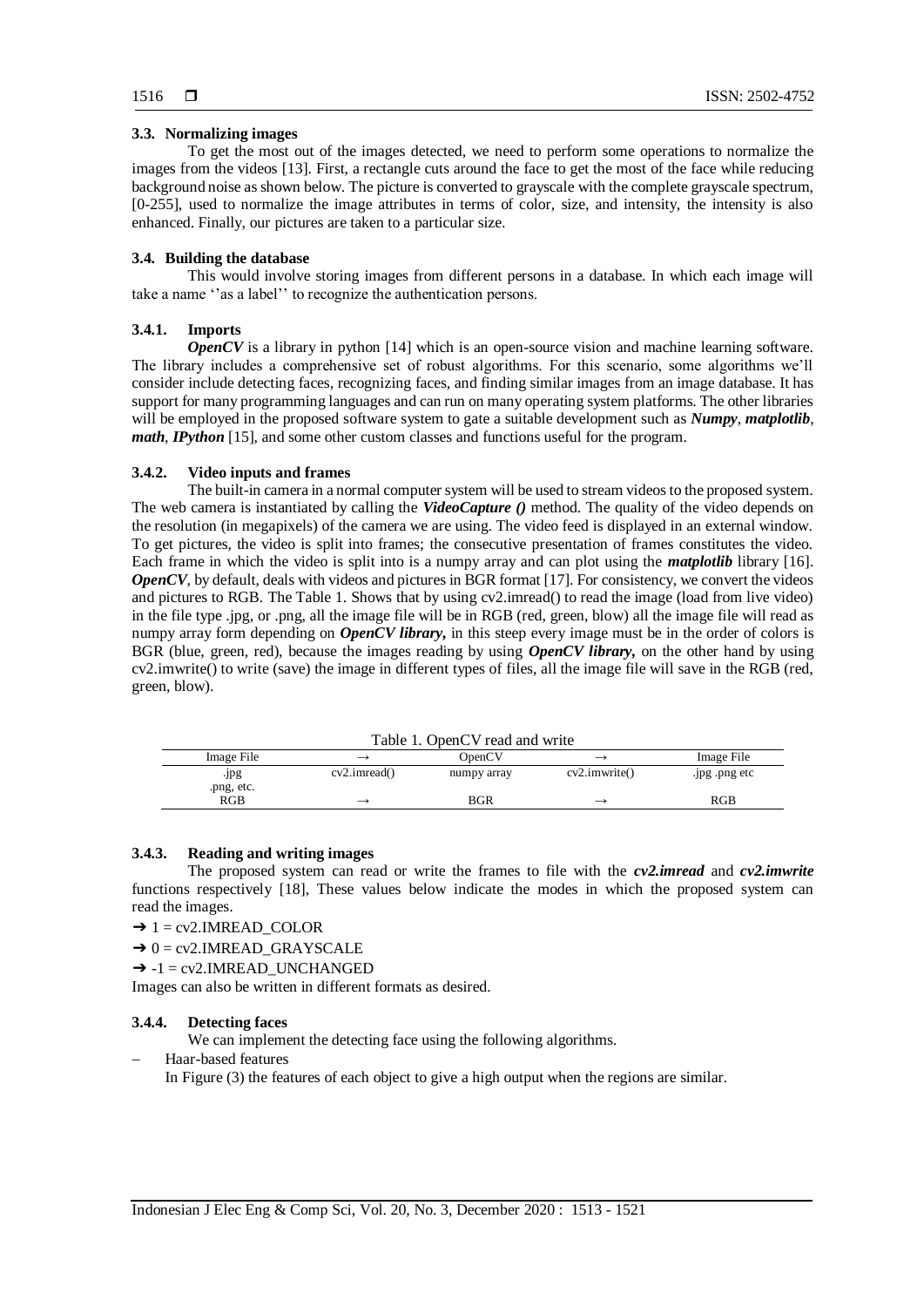### 3.3. Normalizing images

To get the most out of the images detected, we need to perform some operations to normalize the images from the videos [13]. First, a rectangle cuts around the face to get the most of the face while reducing background noise as shown below. The picture is converted to grayscale with the complete grayscale spectrum, [0-255], used to normalize the image attributes in terms of color, size, and intensity, the intensity is also enhanced. Finally, our pictures are taken to a particular size.

### 3.4. Building the database

This would involve storing images from different persons in a database. In which each image will take a name ''as a label'' to recognize the authentication persons.

#### 3.4.1. Imports

***OpenCV*** is a library in python [14] which is an open-source vision and machine learning software. The library includes a comprehensive set of robust algorithms. For this scenario, some algorithms we'll consider include detecting faces, recognizing faces, and finding similar images from an image database. It has support for many programming languages and can run on many operating system platforms. The other libraries will be employed in the proposed software system to gate a suitable development such as ***Numpy***, ***matplotlib***, ***math***, ***IPython*** [15], and some other custom classes and functions useful for the program.

#### 3.4.2. Video inputs and frames

The built-in camera in a normal computer system will be used to stream videos to the proposed system. The web camera is instantiated by calling the ***VideoCapture ()*** method. The quality of the video depends on the resolution (in megapixels) of the camera we are using. The video feed is displayed in an external window. To get pictures, the video is split into frames; the consecutive presentation of frames constitutes the video. Each frame in which the video is split into is a numpy array and can plot using the ***matplotlib*** library [16]. ***OpenCV***, by default, deals with videos and pictures in BGR format [17]. For consistency, we convert the videos and pictures to RGB. The Table 1. Shows that by using cv2.imread() to read the image (load from live video) in the file type .jpg, or .png, all the image file will be in RGB (red, green, blow) all the image file will read as numpy array form depending on ***OpenCV library,*** in this steep every image must be in the order of colors is BGR (blue, green, red), because the images reading by using ***OpenCV library,*** on the other hand by using cv2.imwrite() to write (save) the image in different types of files, all the image file will save in the RGB (red, green, blow).

Table 1. OpenCV read and write

| Image File | → | OpenCV | → | Image File |
|---|---|---|---|---|
| .jpg<br>.png, etc. | cv2.imread() | numpy array | cv2.imwrite() | .jpg .png etc |
| RGB | → | BGR | → | RGB |

#### 3.4.3. Reading and writing images

The proposed system can read or write the frames to file with the ***cv2.imread*** and ***cv2.imwrite*** functions respectively [18], These values below indicate the modes in which the proposed system can read the images.

➔ 1 = cv2.IMREAD_COLOR

➔ 0 = cv2.IMREAD_GRAYSCALE

➔ -1 = cv2.IMREAD_UNCHANGED

Images can also be written in different formats as desired.

#### 3.4.4. Detecting faces

We can implement the detecting face using the following algorithms.

- Haar-based features

  In Figure (3) the features of each object to give a high output when the regions are similar.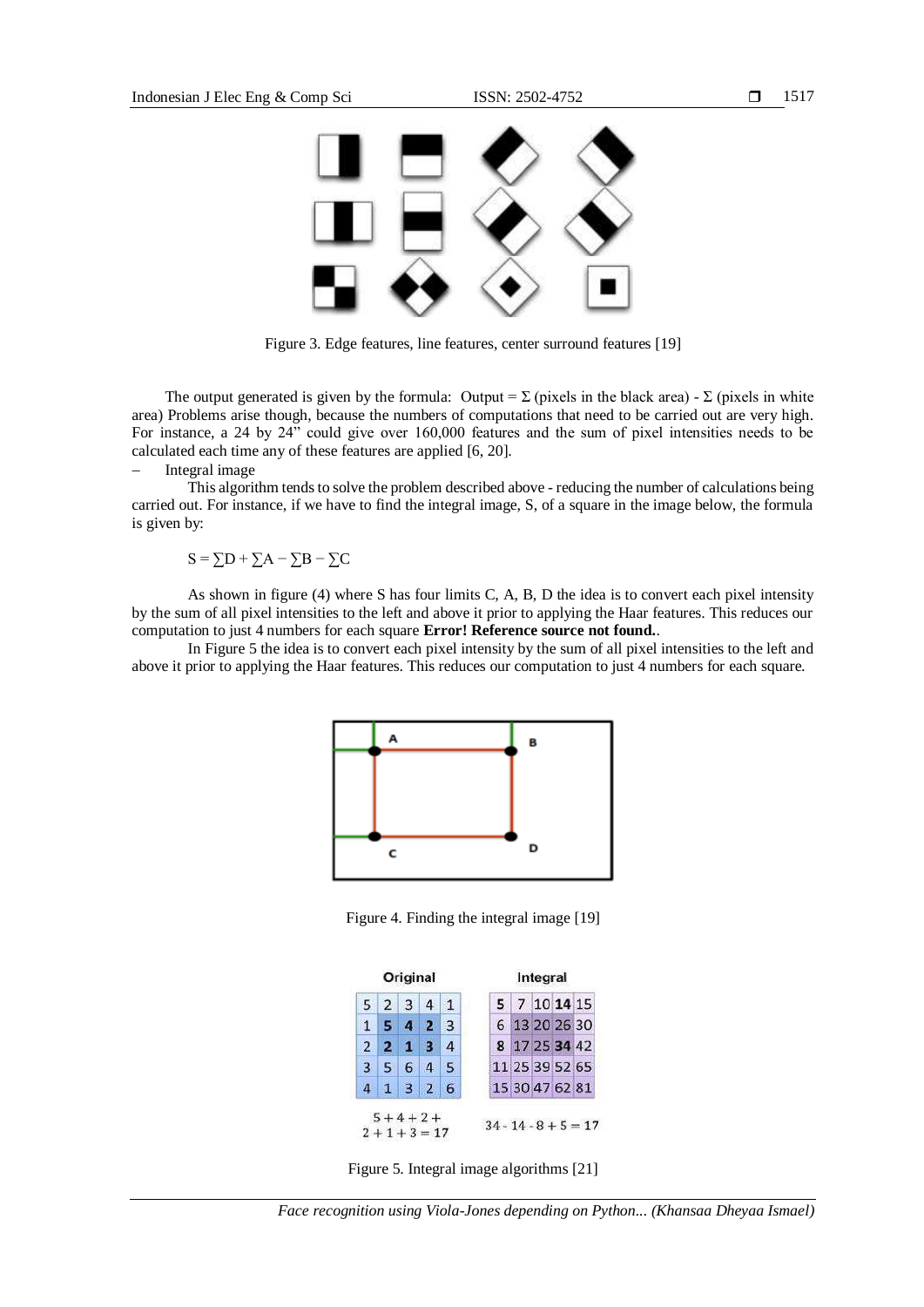Figure 3. Edge features, line features, center surround features [19]

The output generated is given by the formula: Output = Σ (pixels in the black area) - Σ (pixels in white area) Problems arise though, because the numbers of computations that need to be carried out are very high. For instance, a 24 by 24" could give over 160,000 features and the sum of pixel intensities needs to be calculated each time any of these features are applied [6, 20].

– Integral image

This algorithm tends to solve the problem described above - reducing the number of calculations being carried out. For instance, if we have to find the integral image, S, of a square in the image below, the formula is given by:

$$S = \sum D + \sum A - \sum B - \sum C$$

As shown in figure (4) where S has four limits C, A, B, D the idea is to convert each pixel intensity by the sum of all pixel intensities to the left and above it prior to applying the Haar features. This reduces our computation to just 4 numbers for each square **Error! Reference source not found.**.

In Figure 5 the idea is to convert each pixel intensity by the sum of all pixel intensities to the left and above it prior to applying the Haar features. This reduces our computation to just 4 numbers for each square.

Figure 4. Finding the integral image [19]

Original

| 5 | 2 | 3 | 4 | 1 |
|---|---|---|---|---|
| 1 | **5** | **4** | **2** | 3 |
| 2 | **2** | **1** | **3** | 4 |
| 3 | 5 | 6 | 4 | 5 |
| 4 | 1 | 3 | 2 | 6 |

5 + 4 + 2 + 2 + 1 + 3 = 17

Integral

| 5 | 7 | 10 | **14** | 15 |
|---|---|---|---|---|
| 6 | 13 | 20 | 26 | 30 |
| **8** | 17 | 25 | **34** | 42 |
| 11 | 25 | 39 | 52 | 65 |
| 15 | 30 | 47 | 62 | 81 |

34 - 14 - 8 + 5 = 17

Figure 5. Integral image algorithms [21]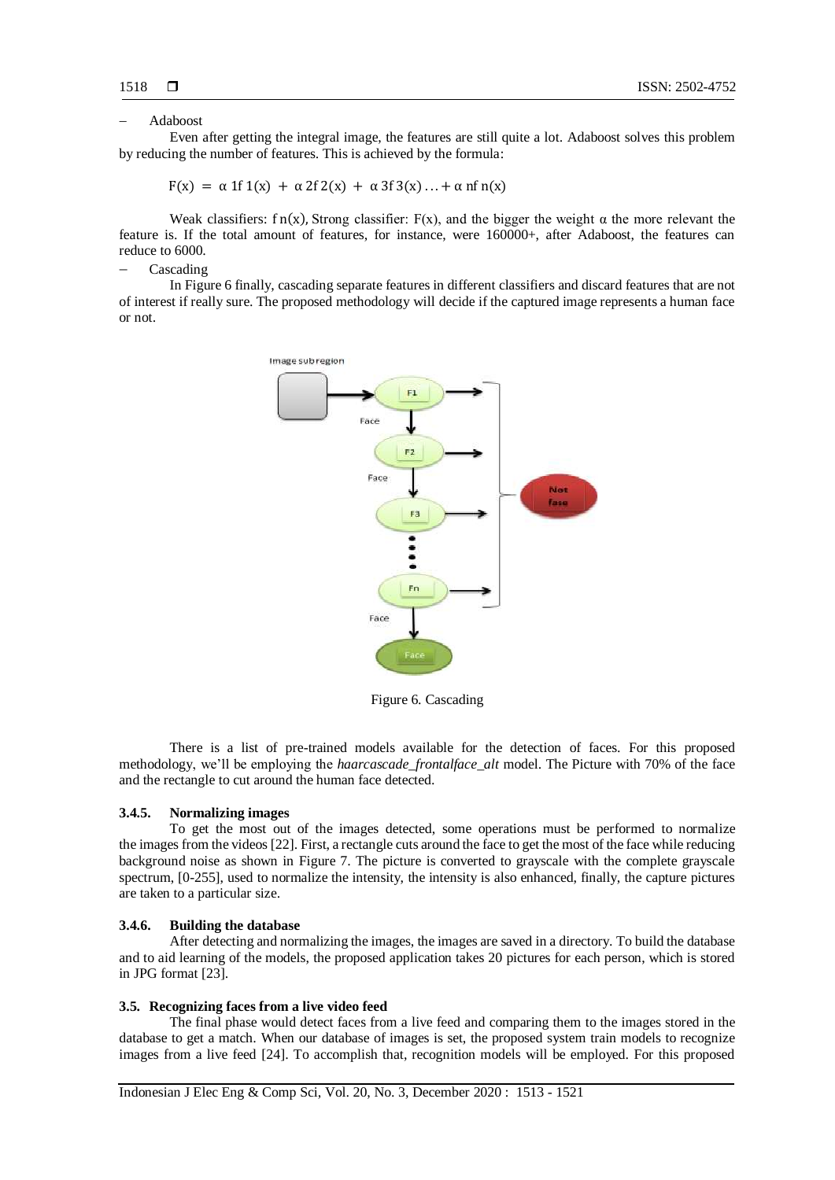- Adaboost

Even after getting the integral image, the features are still quite a lot. Adaboost solves this problem by reducing the number of features. This is achieved by the formula:

$$F(x) = \alpha 1f1(x) + \alpha 2f2(x) + \alpha 3f3(x) \ldots + \alpha nf n(x)$$

Weak classifiers: $f n(x)$, Strong classifier: F(x), and the bigger the weight α the more relevant the feature is. If the total amount of features, for instance, were 160000+, after Adaboost, the features can reduce to 6000.

- Cascading

In Figure 6 finally, cascading separate features in different classifiers and discard features that are not of interest if really sure. The proposed methodology will decide if the captured image represents a human face or not.

Figure 6. Cascading

There is a list of pre-trained models available for the detection of faces. For this proposed methodology, we'll be employing the *haarcascade_frontalface_alt* model. The Picture with 70% of the face and the rectangle to cut around the human face detected.

### 3.4.5. Normalizing images

To get the most out of the images detected, some operations must be performed to normalize the images from the videos [22]. First, a rectangle cuts around the face to get the most of the face while reducing background noise as shown in Figure 7. The picture is converted to grayscale with the complete grayscale spectrum, [0-255], used to normalize the intensity, the intensity is also enhanced, finally, the capture pictures are taken to a particular size.

### 3.4.6. Building the database

After detecting and normalizing the images, the images are saved in a directory. To build the database and to aid learning of the models, the proposed application takes 20 pictures for each person, which is stored in JPG format [23].

## 3.5. Recognizing faces from a live video feed

The final phase would detect faces from a live feed and comparing them to the images stored in the database to get a match. When our database of images is set, the proposed system train models to recognize images from a live feed [24]. To accomplish that, recognition models will be employed. For this proposed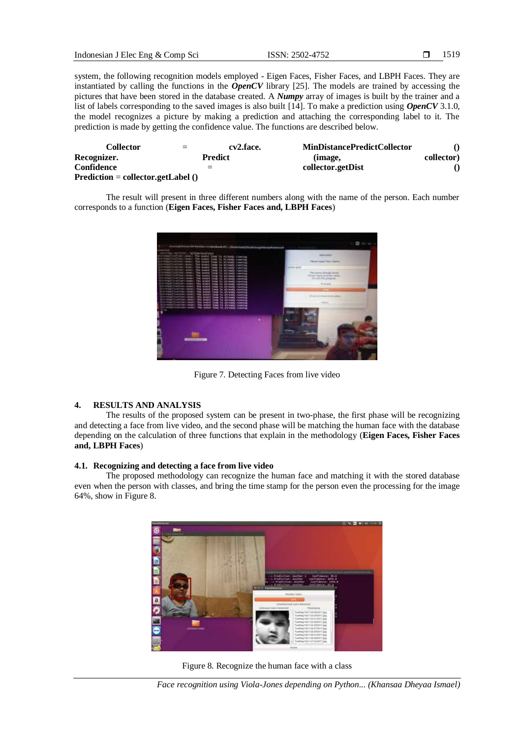system, the following recognition models employed - Eigen Faces, Fisher Faces, and LBPH Faces. They are instantiated by calling the functions in the ***OpenCV*** library [25]. The models are trained by accessing the pictures that have been stored in the database created. A ***Numpy*** array of images is built by the trainer and a list of labels corresponding to the saved images is also built [14]. To make a prediction using ***OpenCV*** 3.1.0, the model recognizes a picture by making a prediction and attaching the corresponding label to it. The prediction is made by getting the confidence value. The functions are described below.

**Collector** = **cv2.face. MinDistancePredictCollector ()**
**Recognizer. Predict (image, collector)**
**Confidence** = **collector.getDist ()**
**Prediction** = **collector.getLabel ()**

The result will present in three different numbers along with the name of the person. Each number corresponds to a function (**Eigen Faces, Fisher Faces and, LBPH Faces**)

Figure 7. Detecting Faces from live video

## 4. RESULTS AND ANALYSIS

The results of the proposed system can be present in two-phase, the first phase will be recognizing and detecting a face from live video, and the second phase will be matching the human face with the database depending on the calculation of three functions that explain in the methodology (**Eigen Faces, Fisher Faces and, LBPH Faces**)

### 4.1. Recognizing and detecting a face from live video

The proposed methodology can recognize the human face and matching it with the stored database even when the person with classes, and bring the time stamp for the person even the processing for the image 64%, show in Figure 8.

Figure 8. Recognize the human face with a class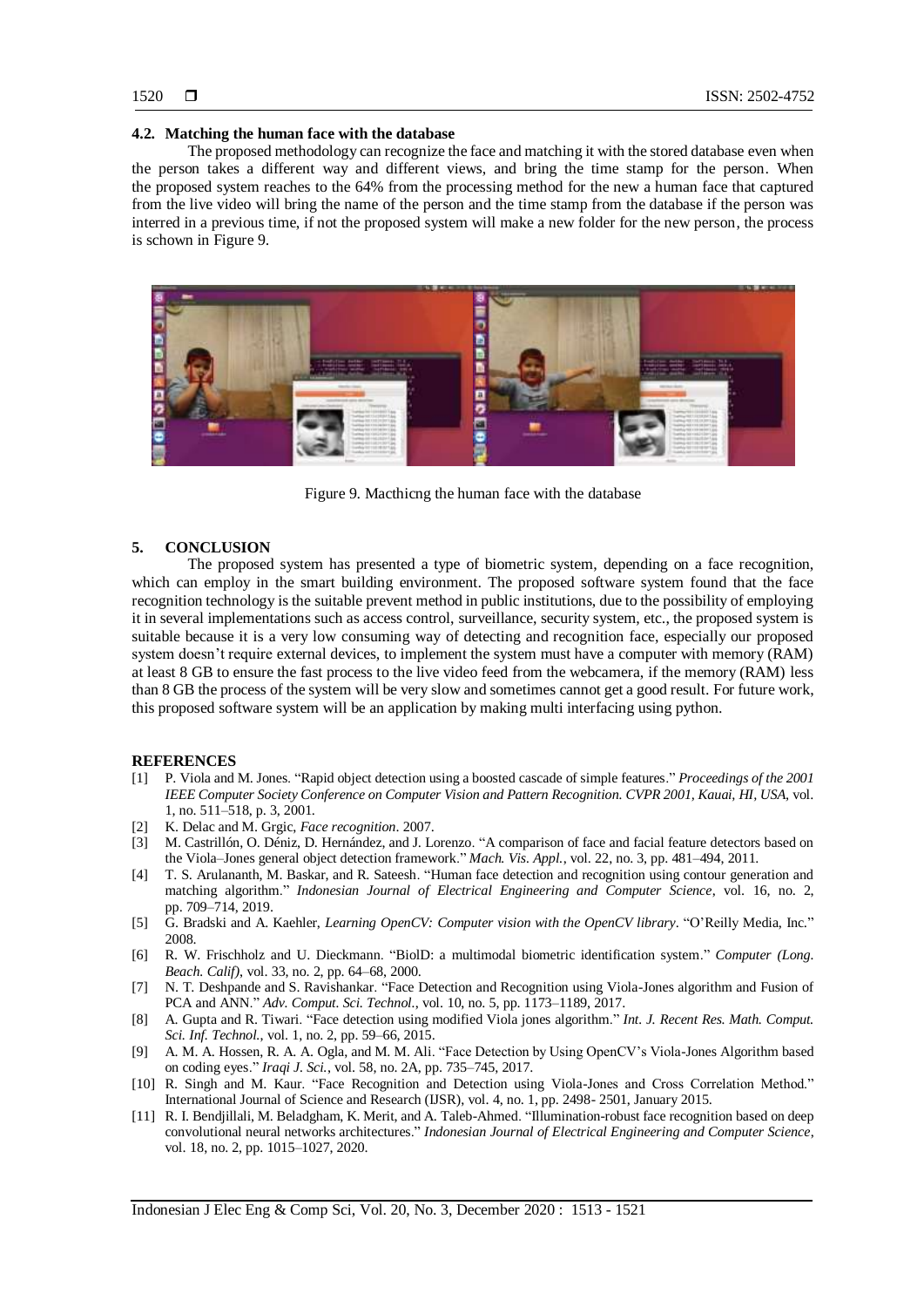### 4.2. Matching the human face with the database

The proposed methodology can recognize the face and matching it with the stored database even when the person takes a different way and different views, and bring the time stamp for the person. When the proposed system reaches to the 64% from the processing method for the new a human face that captured from the live video will bring the name of the person and the time stamp from the database if the person was interred in a previous time, if not the proposed system will make a new folder for the new person, the process is schown in Figure 9.

Figure 9. Macthicng the human face with the database

## 5. CONCLUSION

The proposed system has presented a type of biometric system, depending on a face recognition, which can employ in the smart building environment. The proposed software system found that the face recognition technology is the suitable prevent method in public institutions, due to the possibility of employing it in several implementations such as access control, surveillance, security system, etc., the proposed system is suitable because it is a very low consuming way of detecting and recognition face, especially our proposed system doesn't require external devices, to implement the system must have a computer with memory (RAM) at least 8 GB to ensure the fast process to the live video feed from the webcamera, if the memory (RAM) less than 8 GB the process of the system will be very slow and sometimes cannot get a good result. For future work, this proposed software system will be an application by making multi interfacing using python.

## REFERENCES

[1] P. Viola and M. Jones. "Rapid object detection using a boosted cascade of simple features." *Proceedings of the 2001 IEEE Computer Society Conference on Computer Vision and Pattern Recognition. CVPR 2001, Kauai, HI, USA*, vol. 1, no. 511–518, p. 3, 2001.

[2] K. Delac and M. Grgic, *Face recognition*. 2007.

[3] M. Castrillón, O. Déniz, D. Hernández, and J. Lorenzo. "A comparison of face and facial feature detectors based on the Viola–Jones general object detection framework." *Mach. Vis. Appl.*, vol. 22, no. 3, pp. 481–494, 2011.

[4] T. S. Arulananth, M. Baskar, and R. Sateesh. "Human face detection and recognition using contour generation and matching algorithm." *Indonesian Journal of Electrical Engineering and Computer Science*, vol. 16, no. 2, pp. 709–714, 2019.

[5] G. Bradski and A. Kaehler, *Learning OpenCV: Computer vision with the OpenCV library*. "O'Reilly Media, Inc." 2008.

[6] R. W. Frischholz and U. Dieckmann. "BiolD: a multimodal biometric identification system." *Computer (Long. Beach. Calif)*, vol. 33, no. 2, pp. 64–68, 2000.

[7] N. T. Deshpande and S. Ravishankar. "Face Detection and Recognition using Viola-Jones algorithm and Fusion of PCA and ANN." *Adv. Comput. Sci. Technol.*, vol. 10, no. 5, pp. 1173–1189, 2017.

[8] A. Gupta and R. Tiwari. "Face detection using modified Viola jones algorithm." *Int. J. Recent Res. Math. Comput. Sci. Inf. Technol.*, vol. 1, no. 2, pp. 59–66, 2015.

[9] A. M. A. Hossen, R. A. A. Ogla, and M. M. Ali. "Face Detection by Using OpenCV's Viola-Jones Algorithm based on coding eyes." *Iraqi J. Sci.*, vol. 58, no. 2A, pp. 735–745, 2017.

[10] R. Singh and M. Kaur. "Face Recognition and Detection using Viola-Jones and Cross Correlation Method." International Journal of Science and Research (IJSR), vol. 4, no. 1, pp. 2498- 2501, January 2015.

[11] R. I. Bendjillali, M. Beladgham, K. Merit, and A. Taleb-Ahmed. "Illumination-robust face recognition based on deep convolutional neural networks architectures." *Indonesian Journal of Electrical Engineering and Computer Science*, vol. 18, no. 2, pp. 1015–1027, 2020.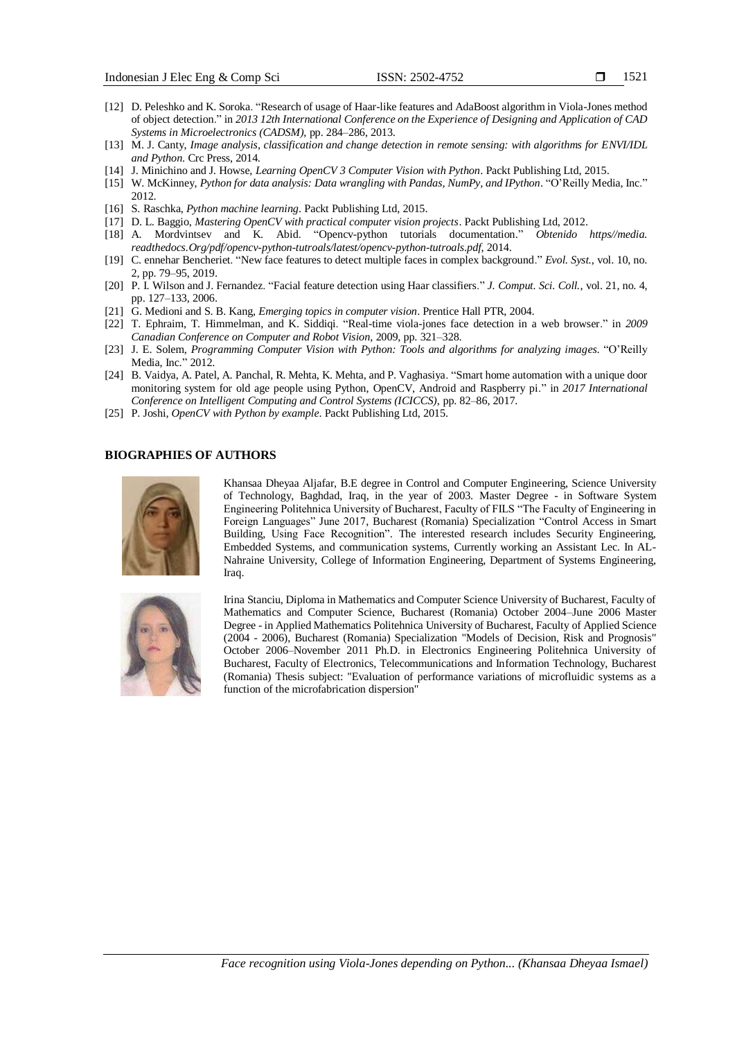[12] D. Peleshko and K. Soroka. "Research of usage of Haar-like features and AdaBoost algorithm in Viola-Jones method of object detection." in *2013 12th International Conference on the Experience of Designing and Application of CAD Systems in Microelectronics (CADSM)*, pp. 284–286, 2013.

[13] M. J. Canty, *Image analysis, classification and change detection in remote sensing: with algorithms for ENVI/IDL and Python.* Crc Press, 2014.

[14] J. Minichino and J. Howse, *Learning OpenCV 3 Computer Vision with Python*. Packt Publishing Ltd, 2015.

[15] W. McKinney, *Python for data analysis: Data wrangling with Pandas, NumPy, and IPython*. "O'Reilly Media, Inc." 2012.

[16] S. Raschka, *Python machine learning*. Packt Publishing Ltd, 2015.

[17] D. L. Baggio, *Mastering OpenCV with practical computer vision projects*. Packt Publishing Ltd, 2012.

[18] A. Mordvintsev and K. Abid. "Opencv-python tutorials documentation." *Obtenido https//media. readthedocs.Org/pdf/opencv-python-tutroals/latest/opencv-python-tutroals.pdf*, 2014.

[19] C. ennehar Bencheriet. "New face features to detect multiple faces in complex background." *Evol. Syst.*, vol. 10, no. 2, pp. 79–95, 2019.

[20] P. I. Wilson and J. Fernandez. "Facial feature detection using Haar classifiers." *J. Comput. Sci. Coll.*, vol. 21, no. 4, pp. 127–133, 2006.

[21] G. Medioni and S. B. Kang, *Emerging topics in computer vision*. Prentice Hall PTR, 2004.

[22] T. Ephraim, T. Himmelman, and K. Siddiqi. "Real-time viola-jones face detection in a web browser." in *2009 Canadian Conference on Computer and Robot Vision*, 2009, pp. 321–328.

[23] J. E. Solem, *Programming Computer Vision with Python: Tools and algorithms for analyzing images*. "O'Reilly Media, Inc." 2012.

[24] B. Vaidya, A. Patel, A. Panchal, R. Mehta, K. Mehta, and P. Vaghasiya. "Smart home automation with a unique door monitoring system for old age people using Python, OpenCV, Android and Raspberry pi." in *2017 International Conference on Intelligent Computing and Control Systems (ICICCS)*, pp. 82–86, 2017.

[25] P. Joshi, *OpenCV with Python by example*. Packt Publishing Ltd, 2015.

## BIOGRAPHIES OF AUTHORS

Khansaa Dheyaa Aljafar, B.E degree in Control and Computer Engineering, Science University of Technology, Baghdad, Iraq, in the year of 2003. Master Degree - in Software System Engineering Politehnica University of Bucharest, Faculty of FILS "The Faculty of Engineering in Foreign Languages" June 2017, Bucharest (Romania) Specialization "Control Access in Smart Building, Using Face Recognition". The interested research includes Security Engineering, Embedded Systems, and communication systems, Currently working an Assistant Lec. In AL-Nahraine University, College of Information Engineering, Department of Systems Engineering, Iraq.

Irina Stanciu, Diploma in Mathematics and Computer Science University of Bucharest, Faculty of Mathematics and Computer Science, Bucharest (Romania) October 2004–June 2006 Master Degree - in Applied Mathematics Politehnica University of Bucharest, Faculty of Applied Science (2004 - 2006), Bucharest (Romania) Specialization "Models of Decision, Risk and Prognosis" October 2006–November 2011 Ph.D. in Electronics Engineering Politehnica University of Bucharest, Faculty of Electronics, Telecommunications and Information Technology, Bucharest (Romania) Thesis subject: "Evaluation of performance variations of microfluidic systems as a function of the microfabrication dispersion"